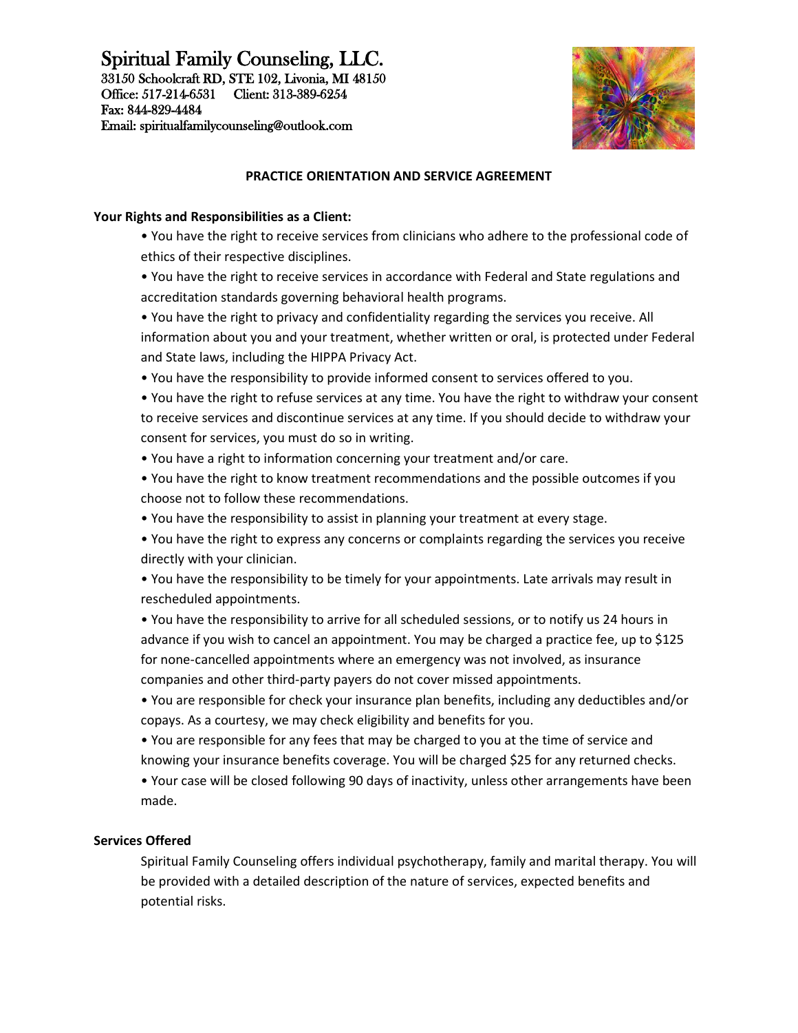# Spiritual Family Counseling, LLC.

33150 Schoolcraft RD, STE 102, Livonia, MI 48150
Office: 517-214-6531 Client: 313-389-6254
Fax: 844-829-4484
Email: spiritualfamilycounseling@outlook.com

## PRACTICE ORIENTATION AND SERVICE AGREEMENT

**Your Rights and Responsibilities as a Client:**

- You have the right to receive services from clinicians who adhere to the professional code of ethics of their respective disciplines.
- You have the right to receive services in accordance with Federal and State regulations and accreditation standards governing behavioral health programs.
- You have the right to privacy and confidentiality regarding the services you receive. All information about you and your treatment, whether written or oral, is protected under Federal and State laws, including the HIPPA Privacy Act.
- You have the responsibility to provide informed consent to services offered to you.
- You have the right to refuse services at any time. You have the right to withdraw your consent to receive services and discontinue services at any time. If you should decide to withdraw your consent for services, you must do so in writing.
- You have a right to information concerning your treatment and/or care.
- You have the right to know treatment recommendations and the possible outcomes if you choose not to follow these recommendations.
- You have the responsibility to assist in planning your treatment at every stage.
- You have the right to express any concerns or complaints regarding the services you receive directly with your clinician.
- You have the responsibility to be timely for your appointments. Late arrivals may result in rescheduled appointments.
- You have the responsibility to arrive for all scheduled sessions, or to notify us 24 hours in advance if you wish to cancel an appointment. You may be charged a practice fee, up to $125 for none-cancelled appointments where an emergency was not involved, as insurance companies and other third-party payers do not cover missed appointments.
- You are responsible for check your insurance plan benefits, including any deductibles and/or copays. As a courtesy, we may check eligibility and benefits for you.
- You are responsible for any fees that may be charged to you at the time of service and knowing your insurance benefits coverage. You will be charged $25 for any returned checks.
- Your case will be closed following 90 days of inactivity, unless other arrangements have been made.

**Services Offered**

Spiritual Family Counseling offers individual psychotherapy, family and marital therapy. You will be provided with a detailed description of the nature of services, expected benefits and potential risks.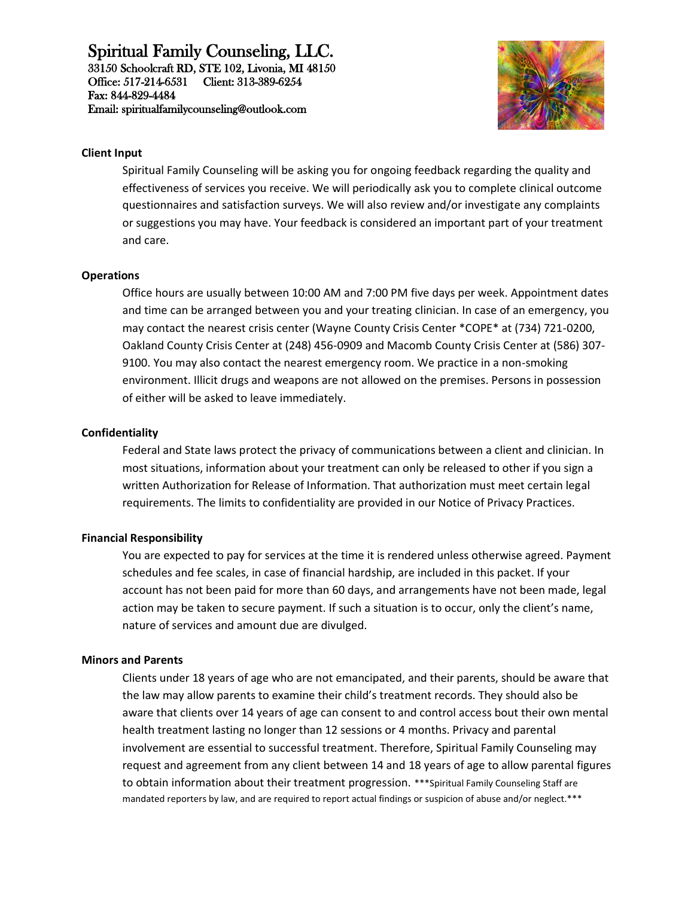# Spiritual Family Counseling, LLC.

33150 Schoolcraft RD, STE 102, Livonia, MI 48150
Office: 517-214-6531 Client: 313-389-6254
Fax: 844-829-4484
Email: spiritualfamilycounseling@outlook.com

**Client Input**

Spiritual Family Counseling will be asking you for ongoing feedback regarding the quality and effectiveness of services you receive. We will periodically ask you to complete clinical outcome questionnaires and satisfaction surveys. We will also review and/or investigate any complaints or suggestions you may have. Your feedback is considered an important part of your treatment and care.

**Operations**

Office hours are usually between 10:00 AM and 7:00 PM five days per week. Appointment dates and time can be arranged between you and your treating clinician. In case of an emergency, you may contact the nearest crisis center (Wayne County Crisis Center *COPE* at (734) 721-0200, Oakland County Crisis Center at (248) 456-0909 and Macomb County Crisis Center at (586) 307-9100. You may also contact the nearest emergency room. We practice in a non-smoking environment. Illicit drugs and weapons are not allowed on the premises. Persons in possession of either will be asked to leave immediately.

**Confidentiality**

Federal and State laws protect the privacy of communications between a client and clinician. In most situations, information about your treatment can only be released to other if you sign a written Authorization for Release of Information. That authorization must meet certain legal requirements. The limits to confidentiality are provided in our Notice of Privacy Practices.

**Financial Responsibility**

You are expected to pay for services at the time it is rendered unless otherwise agreed. Payment schedules and fee scales, in case of financial hardship, are included in this packet. If your account has not been paid for more than 60 days, and arrangements have not been made, legal action may be taken to secure payment. If such a situation is to occur, only the client's name, nature of services and amount due are divulged.

**Minors and Parents**

Clients under 18 years of age who are not emancipated, and their parents, should be aware that the law may allow parents to examine their child's treatment records. They should also be aware that clients over 14 years of age can consent to and control access bout their own mental health treatment lasting no longer than 12 sessions or 4 months. Privacy and parental involvement are essential to successful treatment. Therefore, Spiritual Family Counseling may request and agreement from any client between 14 and 18 years of age to allow parental figures to obtain information about their treatment progression. ***Spiritual Family Counseling Staff are mandated reporters by law, and are required to report actual findings or suspicion of abuse and/or neglect.***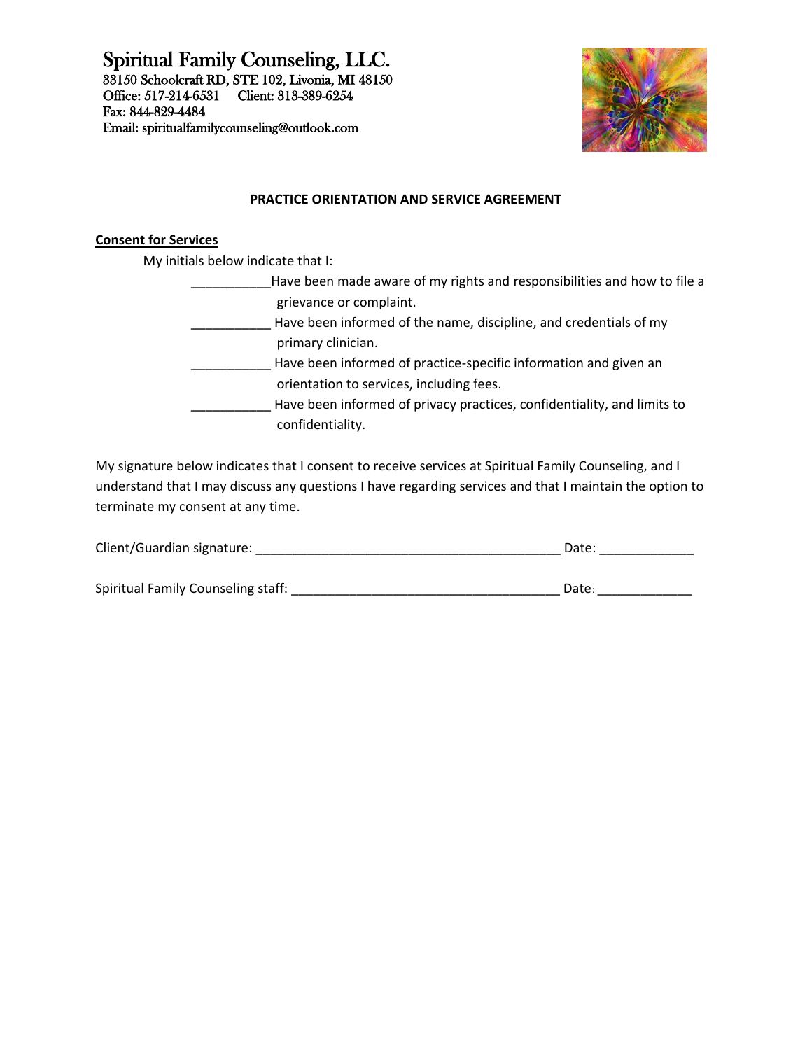# Spiritual Family Counseling, LLC.

33150 Schoolcraft RD, STE 102, Livonia, MI 48150
Office: 517-214-6531  Client: 313-389-6254
Fax: 844-829-4484
Email: spiritualfamilycounseling@outlook.com

## PRACTICE ORIENTATION AND SERVICE AGREEMENT

**Consent for Services**

My initials below indicate that I:

___________Have been made aware of my rights and responsibilities and how to file a grievance or complaint.

___________ Have been informed of the name, discipline, and credentials of my primary clinician.

___________ Have been informed of practice-specific information and given an orientation to services, including fees.

___________ Have been informed of privacy practices, confidentiality, and limits to confidentiality.

My signature below indicates that I consent to receive services at Spiritual Family Counseling, and I understand that I may discuss any questions I have regarding services and that I maintain the option to terminate my consent at any time.

Client/Guardian signature: ___________________________________________ Date: _____________

Spiritual Family Counseling staff: _____________________________________ Date: _____________